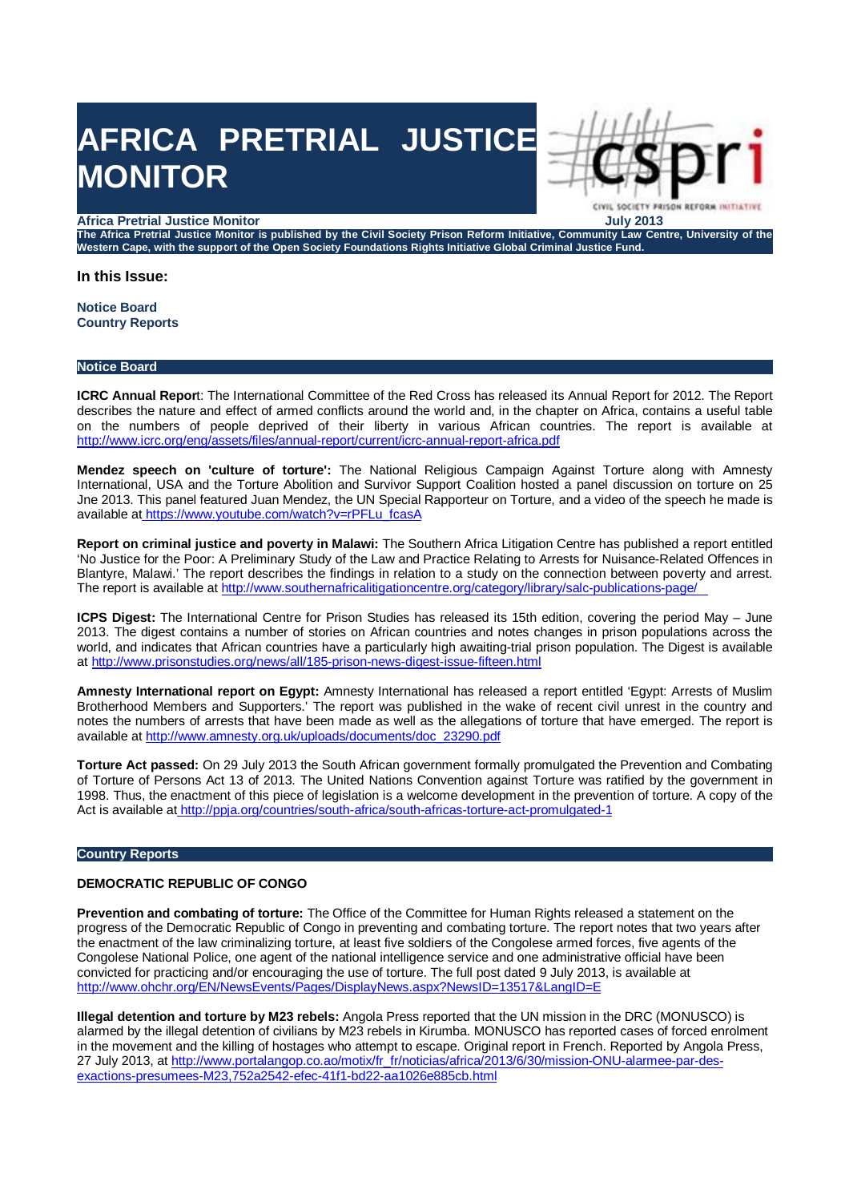# AFRICA PRETRIAL JUSTICE MONITOR

**Africa Pretrial Justice Monitor** **July 2013**

**The Africa Pretrial Justice Monitor is published by the Civil Society Prison Reform Initiative, Community Law Centre, University of the Western Cape, with the support of the Open Society Foundations Rights Initiative Global Criminal Justice Fund.**

### In this Issue:

**Notice Board**
**Country Reports**

## Notice Board

**ICRC Annual Report**: The International Committee of the Red Cross has released its Annual Report for 2012. The Report describes the nature and effect of armed conflicts around the world and, in the chapter on Africa, contains a useful table on the numbers of people deprived of their liberty in various African countries. The report is available at http://www.icrc.org/eng/assets/files/annual-report/current/icrc-annual-report-africa.pdf

**Mendez speech on 'culture of torture':** The National Religious Campaign Against Torture along with Amnesty International, USA and the Torture Abolition and Survivor Support Coalition hosted a panel discussion on torture on 25 Jne 2013. This panel featured Juan Mendez, the UN Special Rapporteur on Torture, and a video of the speech he made is available at https://www.youtube.com/watch?v=rPFLu_fcasA

**Report on criminal justice and poverty in Malawi:** The Southern Africa Litigation Centre has published a report entitled 'No Justice for the Poor: A Preliminary Study of the Law and Practice Relating to Arrests for Nuisance-Related Offences in Blantyre, Malawi.' The report describes the findings in relation to a study on the connection between poverty and arrest. The report is available at http://www.southernafricalitigationcentre.org/category/library/salc-publications-page/

**ICPS Digest:** The International Centre for Prison Studies has released its 15th edition, covering the period May – June 2013. The digest contains a number of stories on African countries and notes changes in prison populations across the world, and indicates that African countries have a particularly high awaiting-trial prison population. The Digest is available at http://www.prisonstudies.org/news/all/185-prison-news-digest-issue-fifteen.html

**Amnesty International report on Egypt:** Amnesty International has released a report entitled 'Egypt: Arrests of Muslim Brotherhood Members and Supporters.' The report was published in the wake of recent civil unrest in the country and notes the numbers of arrests that have been made as well as the allegations of torture that have emerged. The report is available at http://www.amnesty.org.uk/uploads/documents/doc_23290.pdf

**Torture Act passed:** On 29 July 2013 the South African government formally promulgated the Prevention and Combating of Torture of Persons Act 13 of 2013. The United Nations Convention against Torture was ratified by the government in 1998. Thus, the enactment of this piece of legislation is a welcome development in the prevention of torture. A copy of the Act is available at http://ppja.org/countries/south-africa/south-africas-torture-act-promulgated-1

## Country Reports

### DEMOCRATIC REPUBLIC OF CONGO

**Prevention and combating of torture:** The Office of the Committee for Human Rights released a statement on the progress of the Democratic Republic of Congo in preventing and combating torture. The report notes that two years after the enactment of the law criminalizing torture, at least five soldiers of the Congolese armed forces, five agents of the Congolese National Police, one agent of the national intelligence service and one administrative official have been convicted for practicing and/or encouraging the use of torture. The full post dated 9 July 2013, is available at http://www.ohchr.org/EN/NewsEvents/Pages/DisplayNews.aspx?NewsID=13517&LangID=E

**Illegal detention and torture by M23 rebels:** Angola Press reported that the UN mission in the DRC (MONUSCO) is alarmed by the illegal detention of civilians by M23 rebels in Kirumba. MONUSCO has reported cases of forced enrolment in the movement and the killing of hostages who attempt to escape. Original report in French. Reported by Angola Press, 27 July 2013, at http://www.portalangop.co.ao/motix/fr_fr/noticias/africa/2013/6/30/mission-ONU-alarmee-par-des-exactions-presumees-M23,752a2542-efec-41f1-bd22-aa1026e885cb.html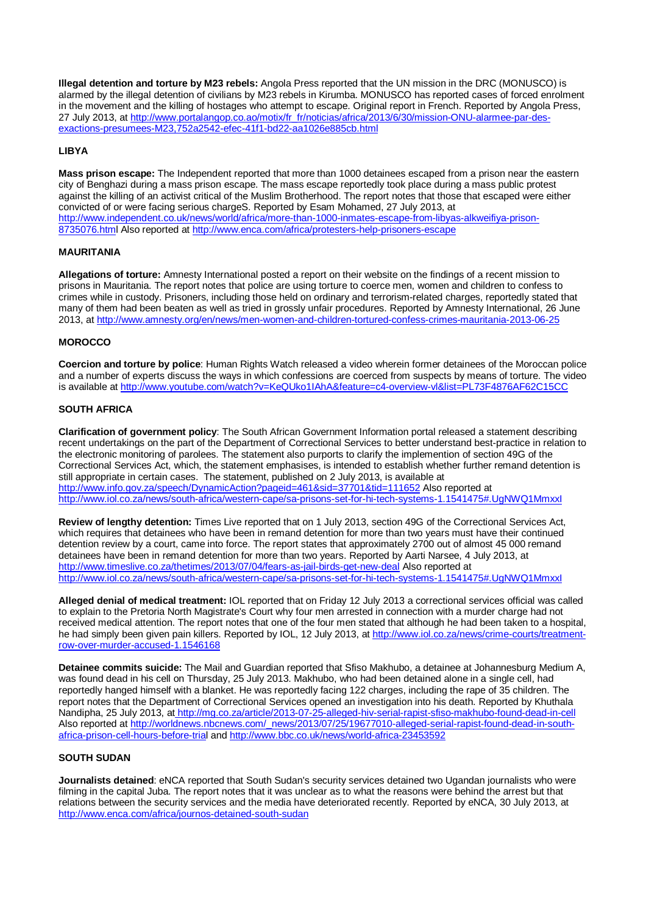**Illegal detention and torture by M23 rebels:** Angola Press reported that the UN mission in the DRC (MONUSCO) is alarmed by the illegal detention of civilians by M23 rebels in Kirumba. MONUSCO has reported cases of forced enrolment in the movement and the killing of hostages who attempt to escape. Original report in French. Reported by Angola Press, 27 July 2013, at http://www.portalangop.co.ao/motix/fr_fr/noticias/africa/2013/6/30/mission-ONU-alarmee-par-des-exactions-presumees-M23,752a2542-efec-41f1-bd22-aa1026e885cb.html

## LIBYA

**Mass prison escape:** The Independent reported that more than 1000 detainees escaped from a prison near the eastern city of Benghazi during a mass prison escape. The mass escape reportedly took place during a mass public protest against the killing of an activist critical of the Muslim Brotherhood. The report notes that those that escaped were either convicted of or were facing serious chargeS. Reported by Esam Mohamed, 27 July 2013, at http://www.independent.co.uk/news/world/africa/more-than-1000-inmates-escape-from-libyas-alkweifiya-prison-8735076.html Also reported at http://www.enca.com/africa/protesters-help-prisoners-escape

## MAURITANIA

**Allegations of torture:** Amnesty International posted a report on their website on the findings of a recent mission to prisons in Mauritania. The report notes that police are using torture to coerce men, women and children to confess to crimes while in custody. Prisoners, including those held on ordinary and terrorism-related charges, reportedly stated that many of them had been beaten as well as tried in grossly unfair procedures. Reported by Amnesty International, 26 June 2013, at http://www.amnesty.org/en/news/men-women-and-children-tortured-confess-crimes-mauritania-2013-06-25

## MOROCCO

**Coercion and torture by police**: Human Rights Watch released a video wherein former detainees of the Moroccan police and a number of experts discuss the ways in which confessions are coerced from suspects by means of torture. The video is available at http://www.youtube.com/watch?v=KeQUko1IAhA&feature=c4-overview-vl&list=PL73F4876AF62C15CC

## SOUTH AFRICA

**Clarification of government policy**: The South African Government Information portal released a statement describing recent undertakings on the part of the Department of Correctional Services to better understand best-practice in relation to the electronic monitoring of parolees. The statement also purports to clarify the implemention of section 49G of the Correctional Services Act, which, the statement emphasises, is intended to establish whether further remand detention is still appropriate in certain cases. The statement, published on 2 July 2013, is available at http://www.info.gov.za/speech/DynamicAction?pageid=461&sid=37701&tid=111652 Also reported at http://www.iol.co.za/news/south-africa/western-cape/sa-prisons-set-for-hi-tech-systems-1.1541475#.UgNWQ1MmxxI

**Review of lengthy detention:** Times Live reported that on 1 July 2013, section 49G of the Correctional Services Act, which requires that detainees who have been in remand detention for more than two years must have their continued detention review by a court, came into force. The report states that approximately 2700 out of almost 45 000 remand detainees have been in remand detention for more than two years. Reported by Aarti Narsee, 4 July 2013, at http://www.timeslive.co.za/thetimes/2013/07/04/fears-as-jail-birds-get-new-deal Also reported at http://www.iol.co.za/news/south-africa/western-cape/sa-prisons-set-for-hi-tech-systems-1.1541475#.UgNWQ1MmxxI

**Alleged denial of medical treatment:** IOL reported that on Friday 12 July 2013 a correctional services official was called to explain to the Pretoria North Magistrate's Court why four men arrested in connection with a murder charge had not received medical attention. The report notes that one of the four men stated that although he had been taken to a hospital, he had simply been given pain killers. Reported by IOL, 12 July 2013, at http://www.iol.co.za/news/crime-courts/treatment-row-over-murder-accused-1.1546168

**Detainee commits suicide:** The Mail and Guardian reported that Sfiso Makhubo, a detainee at Johannesburg Medium A, was found dead in his cell on Thursday, 25 July 2013. Makhubo, who had been detained alone in a single cell, had reportedly hanged himself with a blanket. He was reportedly facing 122 charges, including the rape of 35 children. The report notes that the Department of Correctional Services opened an investigation into his death. Reported by Khuthala Nandipha, 25 July 2013, at http://mg.co.za/article/2013-07-25-alleged-hiv-serial-rapist-sfiso-makhubo-found-dead-in-cell Also reported at http://worldnews.nbcnews.com/_news/2013/07/25/19677010-alleged-serial-rapist-found-dead-in-south-africa-prison-cell-hours-before-trial and http://www.bbc.co.uk/news/world-africa-23453592

## SOUTH SUDAN

**Journalists detained**: eNCA reported that South Sudan's security services detained two Ugandan journalists who were filming in the capital Juba. The report notes that it was unclear as to what the reasons were behind the arrest but that relations between the security services and the media have deteriorated recently. Reported by eNCA, 30 July 2013, at http://www.enca.com/africa/journos-detained-south-sudan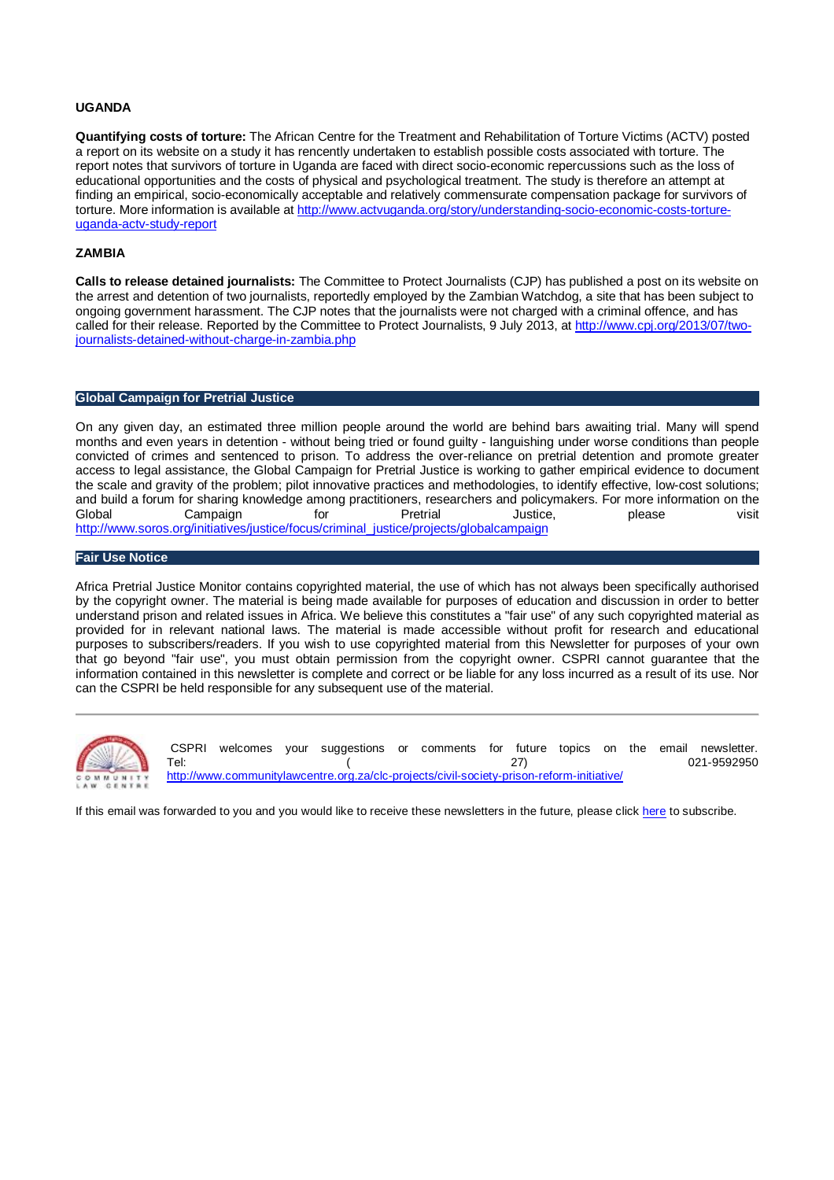**UGANDA**

**Quantifying costs of torture:** The African Centre for the Treatment and Rehabilitation of Torture Victims (ACTV) posted a report on its website on a study it has rencently undertaken to establish possible costs associated with torture. The report notes that survivors of torture in Uganda are faced with direct socio-economic repercussions such as the loss of educational opportunities and the costs of physical and psychological treatment. The study is therefore an attempt at finding an empirical, socio-economically acceptable and relatively commensurate compensation package for survivors of torture. More information is available at http://www.actvuganda.org/story/understanding-socio-economic-costs-torture-uganda-actv-study-report

**ZAMBIA**

**Calls to release detained journalists:** The Committee to Protect Journalists (CJP) has published a post on its website on the arrest and detention of two journalists, reportedly employed by the Zambian Watchdog, a site that has been subject to ongoing government harassment. The CJP notes that the journalists were not charged with a criminal offence, and has called for their release. Reported by the Committee to Protect Journalists, 9 July 2013, at http://www.cpj.org/2013/07/two-journalists-detained-without-charge-in-zambia.php

## Global Campaign for Pretrial Justice

On any given day, an estimated three million people around the world are behind bars awaiting trial. Many will spend months and even years in detention - without being tried or found guilty - languishing under worse conditions than people convicted of crimes and sentenced to prison. To address the over-reliance on pretrial detention and promote greater access to legal assistance, the Global Campaign for Pretrial Justice is working to gather empirical evidence to document the scale and gravity of the problem; pilot innovative practices and methodologies, to identify effective, low-cost solutions; and build a forum for sharing knowledge among practitioners, researchers and policymakers. For more information on the Global Campaign for Pretrial Justice, please visit http://www.soros.org/initiatives/justice/focus/criminal_justice/projects/globalcampaign

## Fair Use Notice

Africa Pretrial Justice Monitor contains copyrighted material, the use of which has not always been specifically authorised by the copyright owner. The material is being made available for purposes of education and discussion in order to better understand prison and related issues in Africa. We believe this constitutes a "fair use" of any such copyrighted material as provided for in relevant national laws. The material is made accessible without profit for research and educational purposes to subscribers/readers. If you wish to use copyrighted material from this Newsletter for purposes of your own that go beyond "fair use", you must obtain permission from the copyright owner. CSPRI cannot guarantee that the information contained in this newsletter is complete and correct or be liable for any loss incurred as a result of its use. Nor can the CSPRI be held responsible for any subsequent use of the material.

---

CSPRI welcomes your suggestions or comments for future topics on the email newsletter.
Tel: (27) 021-9592950
http://www.communitylawcentre.org.za/clc-projects/civil-society-prison-reform-initiative/

If this email was forwarded to you and you would like to receive these newsletters in the future, please click here to subscribe.